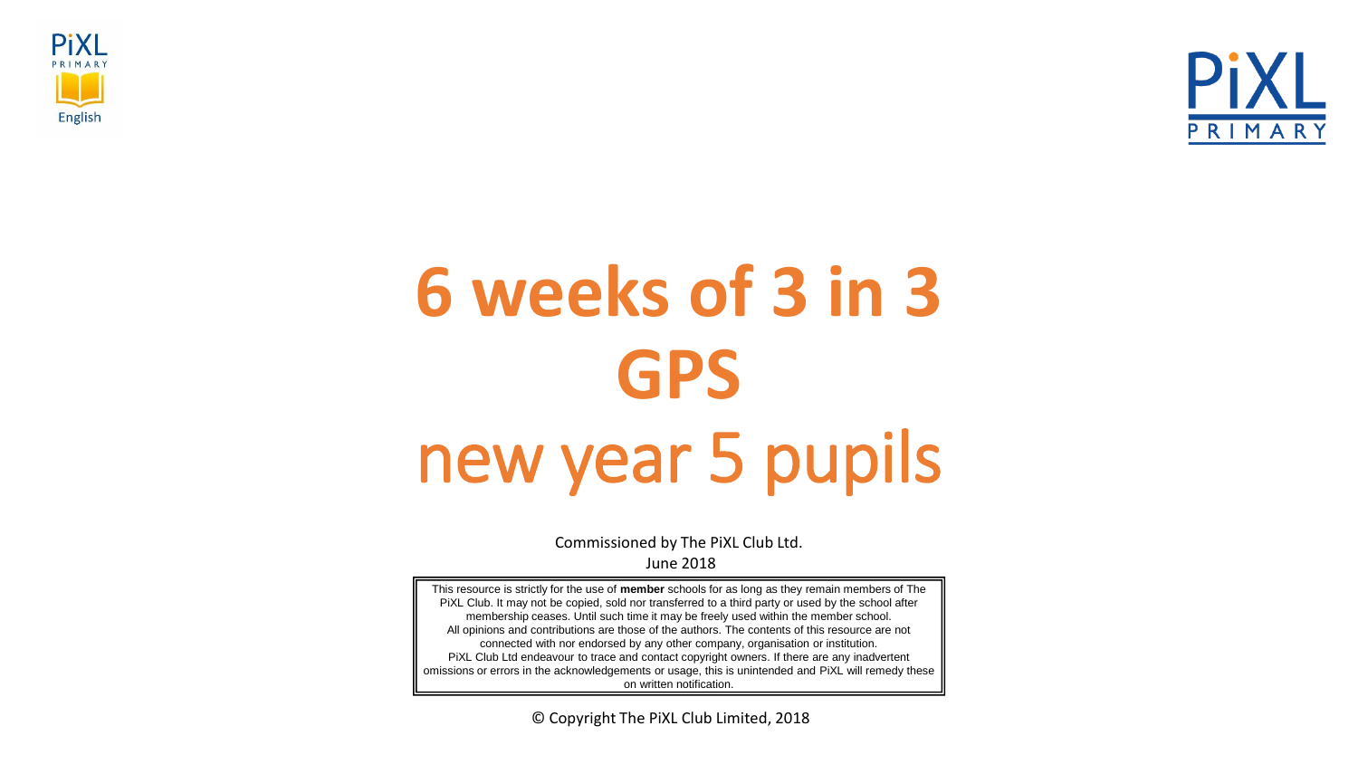# 6 weeks of 3 in 3 GPS

## new year 5 pupils

Commissioned by The PiXL Club Ltd.

June 2018

This resource is strictly for the use of **member** schools for as long as they remain members of The PiXL Club. It may not be copied, sold nor transferred to a third party or used by the school after membership ceases. Until such time it may be freely used within the member school.
All opinions and contributions are those of the authors. The contents of this resource are not connected with nor endorsed by any other company, organisation or institution.
PiXL Club Ltd endeavour to trace and contact copyright owners. If there are any inadvertent omissions or errors in the acknowledgements or usage, this is unintended and PiXL will remedy these on written notification.

© Copyright The PiXL Club Limited, 2018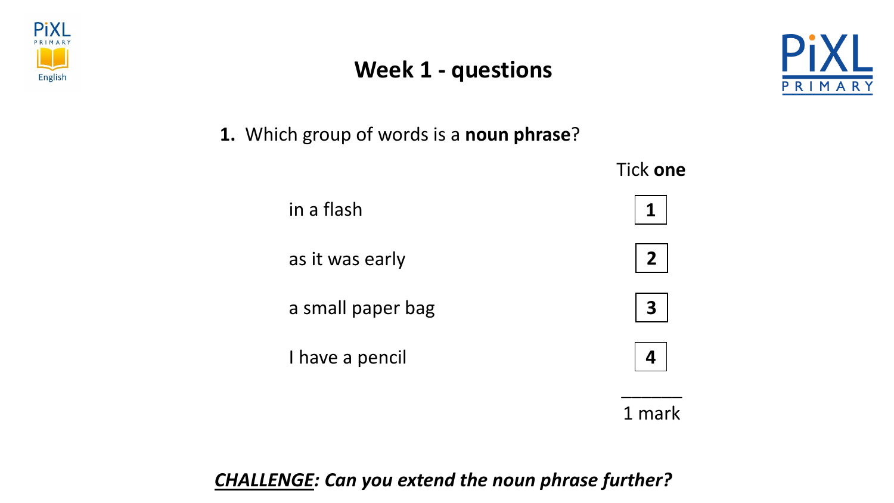# Week 1 - questions

**1.** Which group of words is a **noun phrase**?

Tick **one**

| | |
|---|---|
| in a flash | **1** |
| as it was early | **2** |
| a small paper bag | **3** |
| I have a pencil | **4** |

1 mark

***CHALLENGE: Can you extend the noun phrase further?***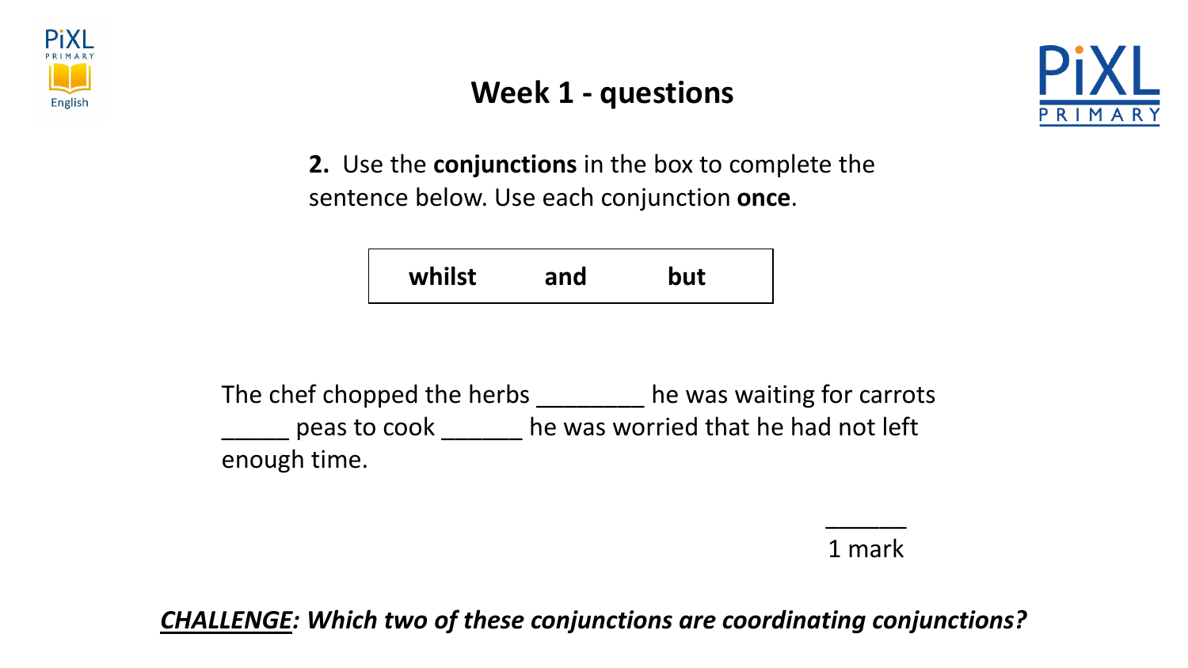# Week 1 - questions

**2.** Use the **conjunctions** in the box to complete the sentence below. Use each conjunction **once**.

| whilst | and | but |
|---|---|---|

The chef chopped the herbs ________ he was waiting for carrots _____ peas to cook ______ he was worried that he had not left enough time.

______
1 mark

***CHALLENGE*: Which two of these conjunctions are coordinating conjunctions?**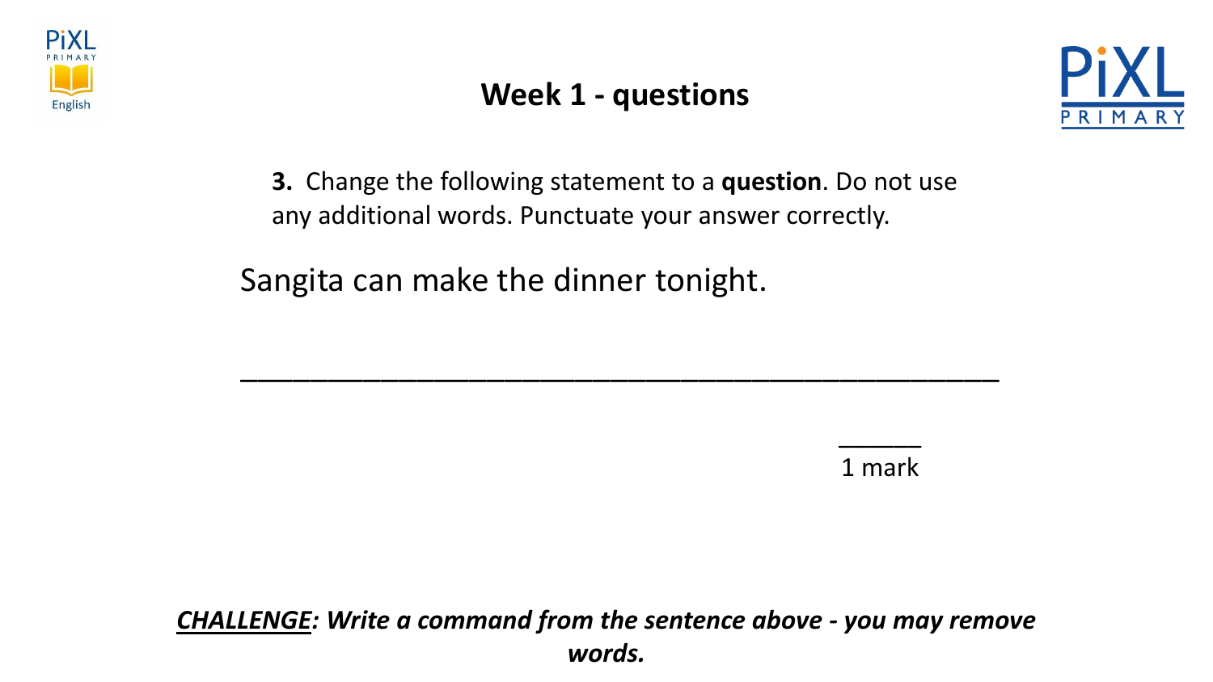# Week 1 - questions

**3.** Change the following statement to a **question**. Do not use any additional words. Punctuate your answer correctly.

Sangita can make the dinner tonight.

______________________________________________

______
1 mark

***CHALLENGE**: Write a command from the sentence above - you may remove words.*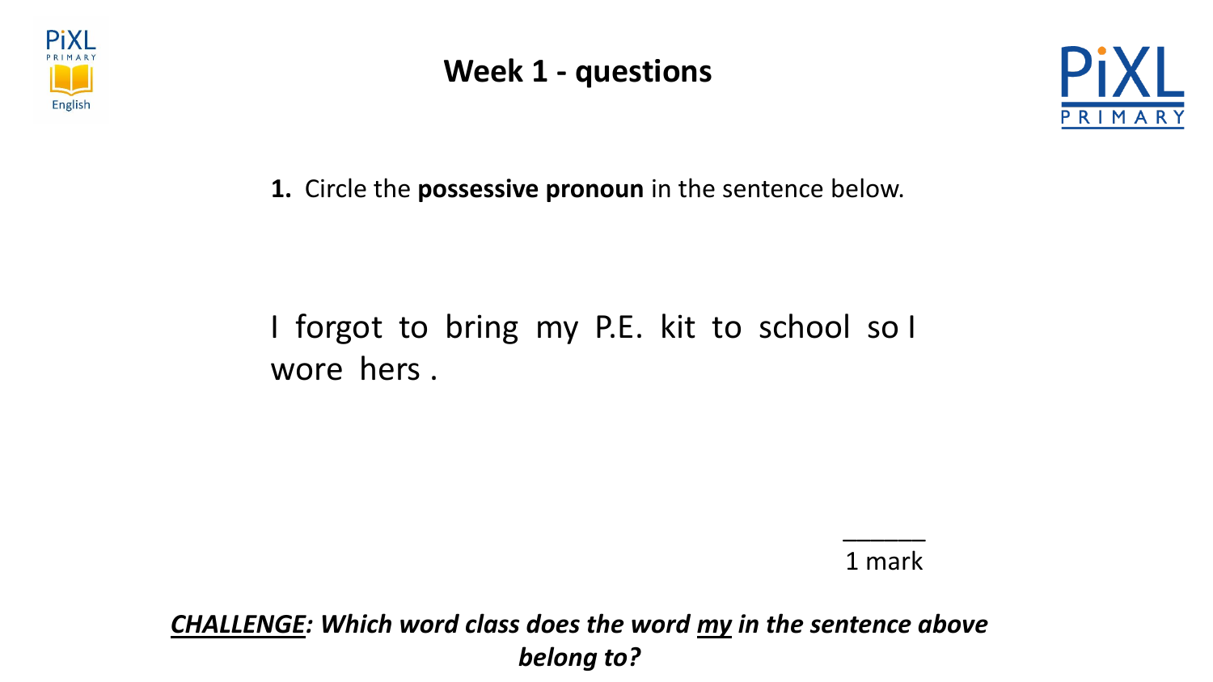# Week 1 - questions

**1.** Circle the **possessive pronoun** in the sentence below.

I forgot to bring my P.E. kit to school so I wore hers .

______
1 mark

***CHALLENGE*: Which word class does the word my in the sentence above belong to?**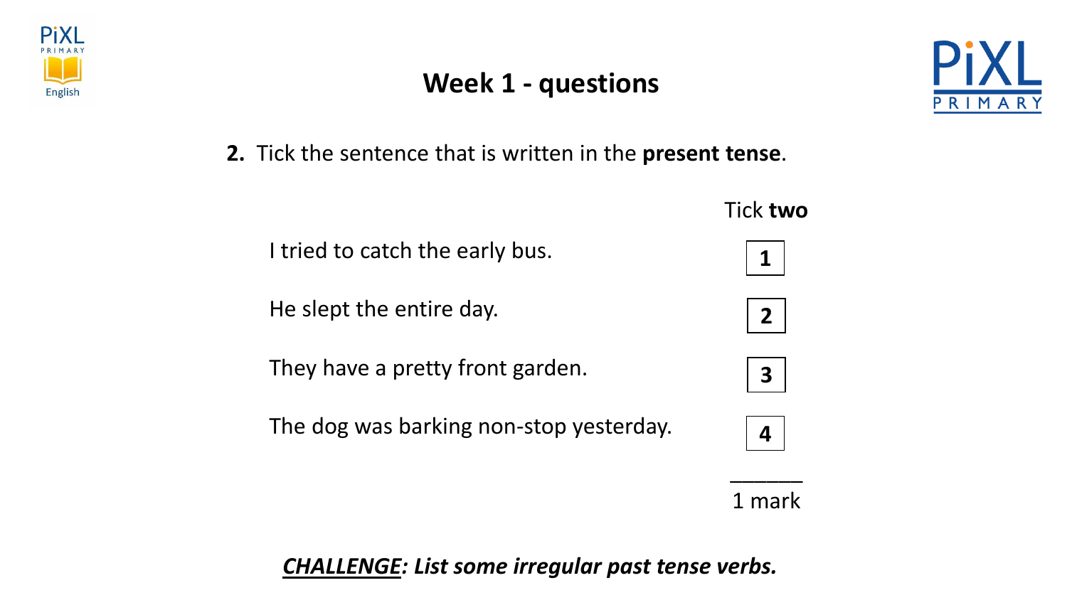# Week 1 - questions

**2.** Tick the sentence that is written in the **present tense**.

| | Tick **two** |
|---|---|
| I tried to catch the early bus. | 1 |
| He slept the entire day. | 2 |
| They have a pretty front garden. | 3 |
| The dog was barking non-stop yesterday. | 4 |

1 mark

***CHALLENGE*: List some irregular past tense verbs.**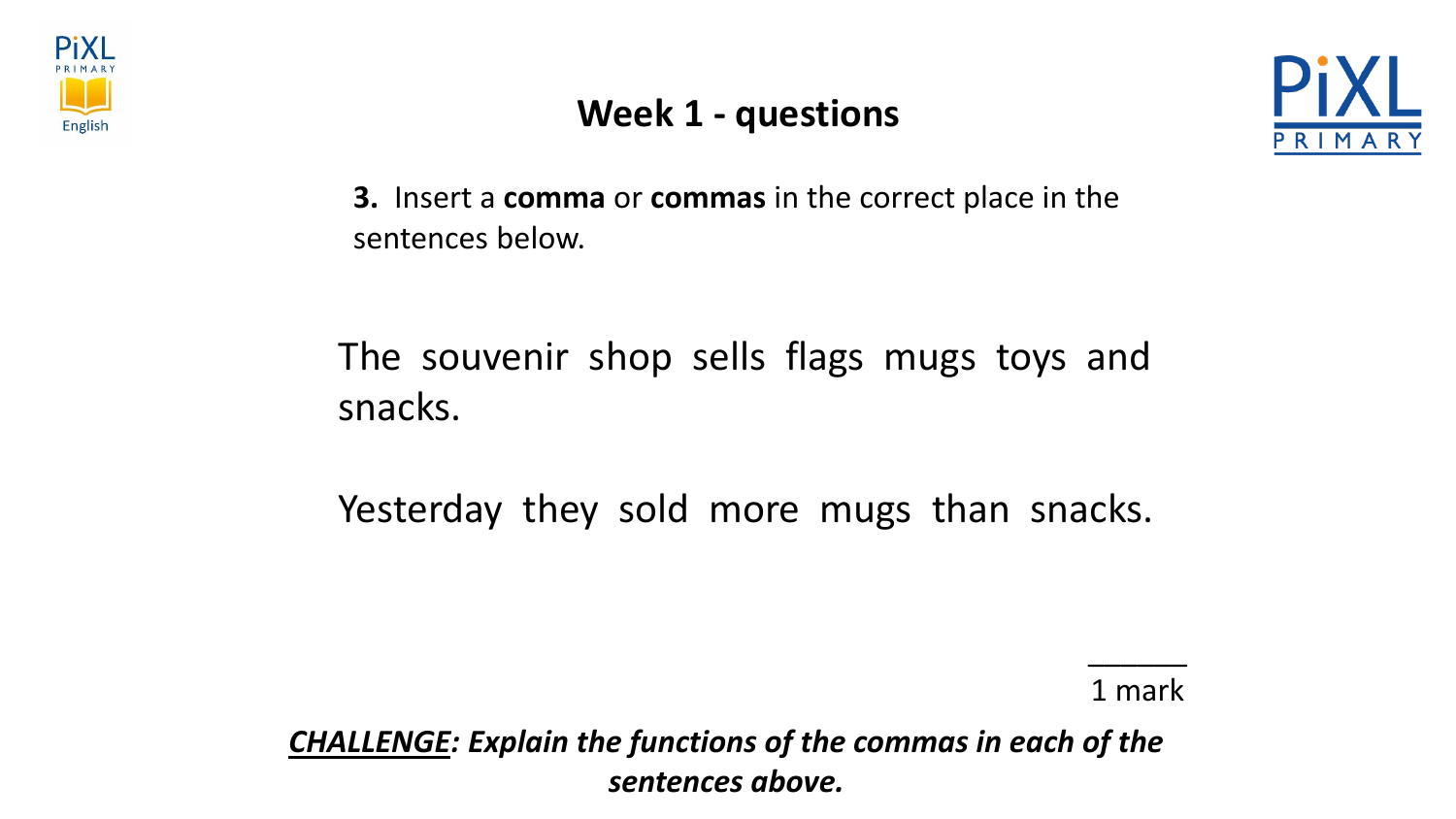## Week 1 - questions

**3.** Insert a **comma** or **commas** in the correct place in the sentences below.

The souvenir shop sells flags mugs toys and snacks.

Yesterday they sold more mugs than snacks.

______
1 mark

***CHALLENGE*: Explain the functions of the commas in each of the sentences above.**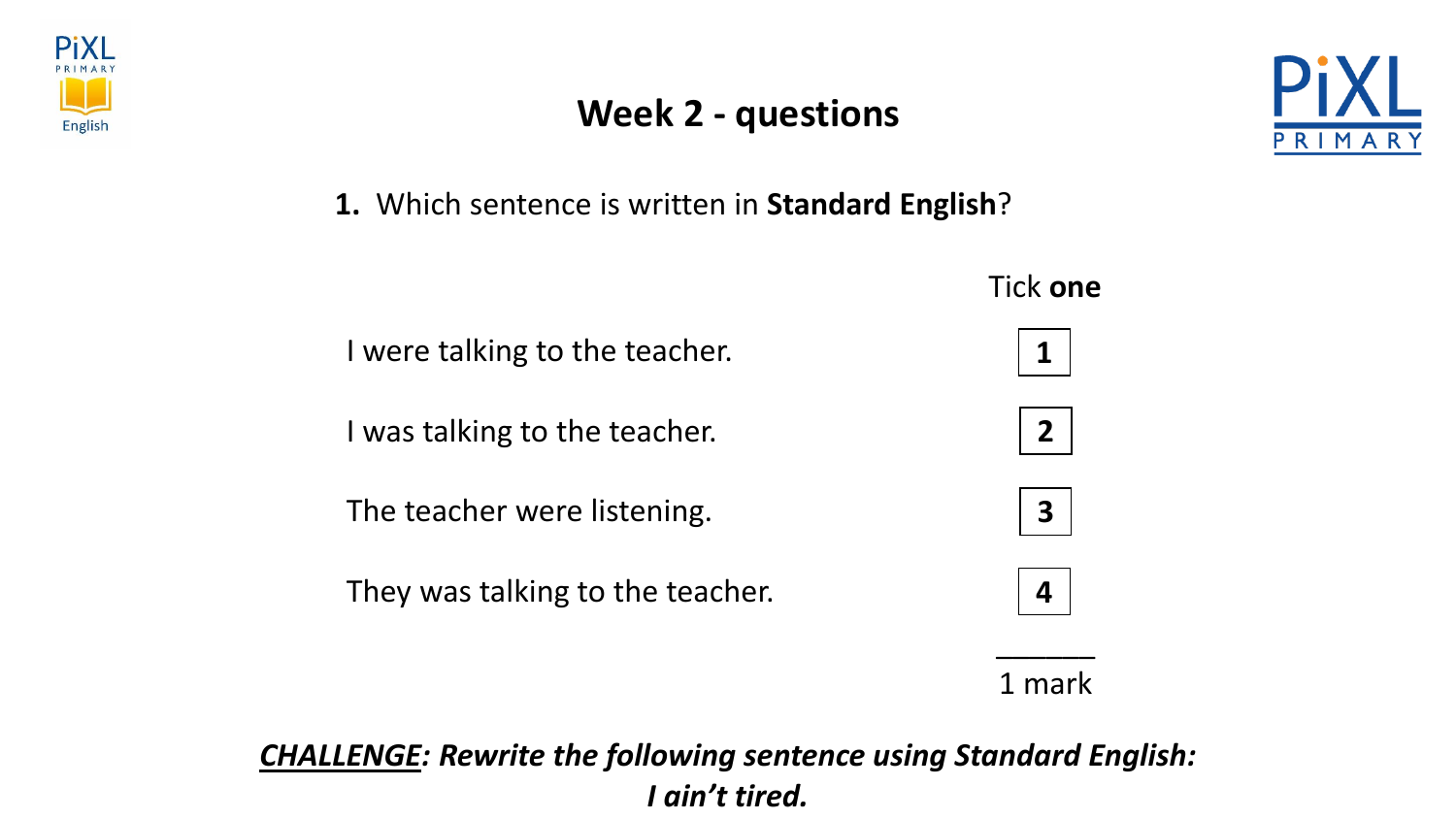# Week 2 - questions

**1.** Which sentence is written in **Standard English**?

| | Tick **one** |
|---|---|
| I were talking to the teacher. | **1** |
| I was talking to the teacher. | **2** |
| The teacher were listening. | **3** |
| They was talking to the teacher. | **4** |

1 mark

***CHALLENGE*: Rewrite the following sentence using Standard English:**
***I ain't tired.***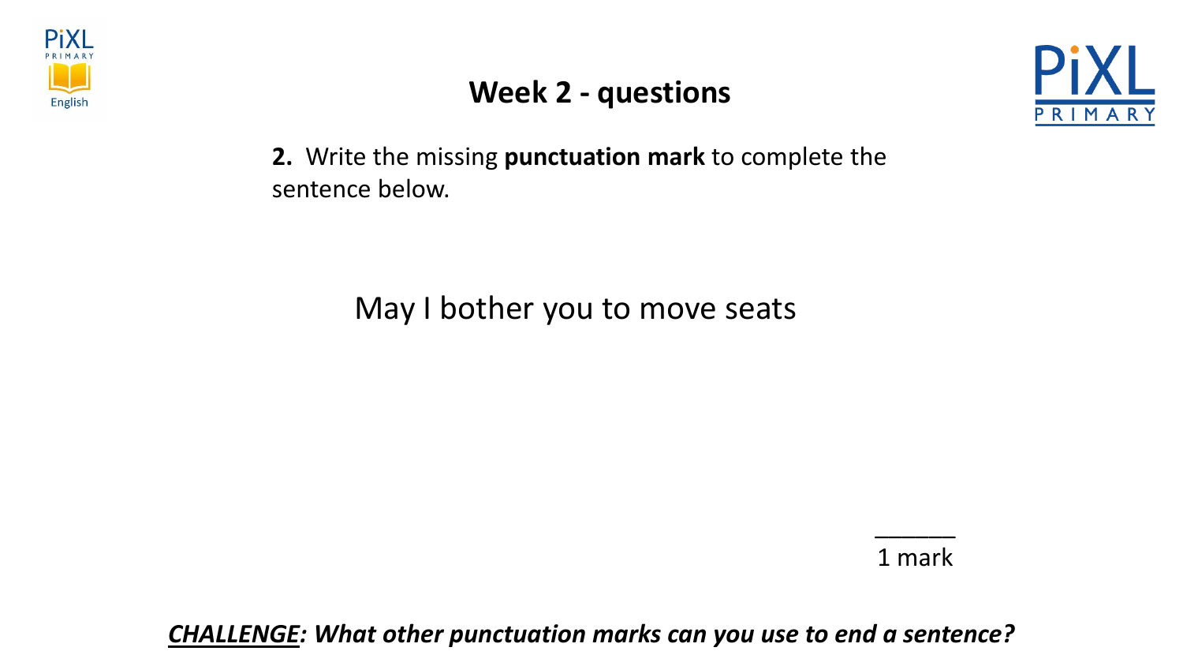# Week 2 - questions

**2.** Write the missing **punctuation mark** to complete the sentence below.

May I bother you to move seats

______
1 mark

***CHALLENGE**: What other punctuation marks can you use to end a sentence?*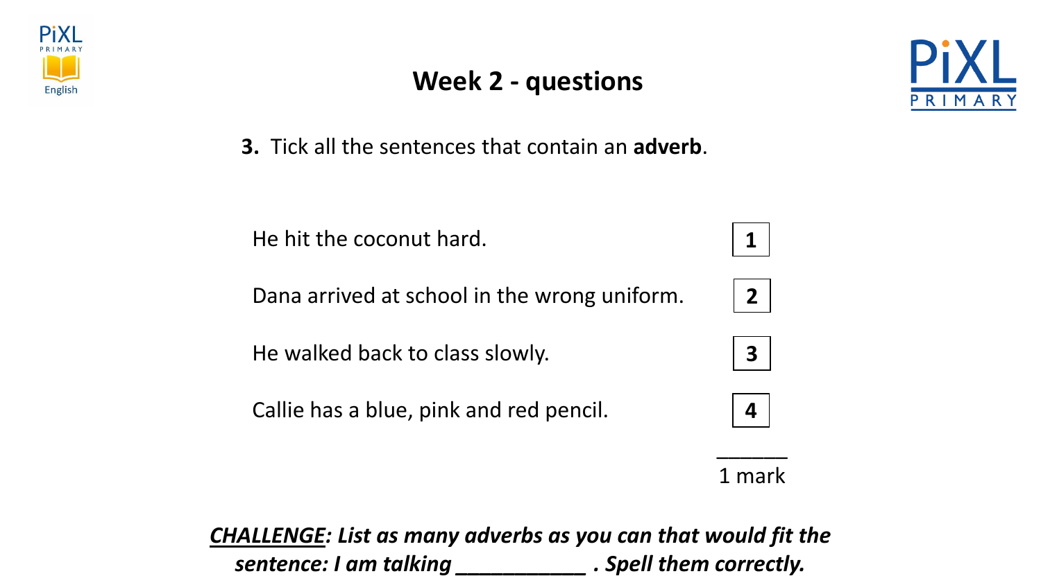# Week 2 - questions

**3.** Tick all the sentences that contain an **adverb**.

| | |
|---|---|
| He hit the coconut hard. | **1** |
| Dana arrived at school in the wrong uniform. | **2** |
| He walked back to class slowly. | **3** |
| Callie has a blue, pink and red pencil. | **4** |

______
1 mark

***CHALLENGE*: List as many adverbs as you can that would fit the sentence: I am talking ___________ . Spell them correctly.**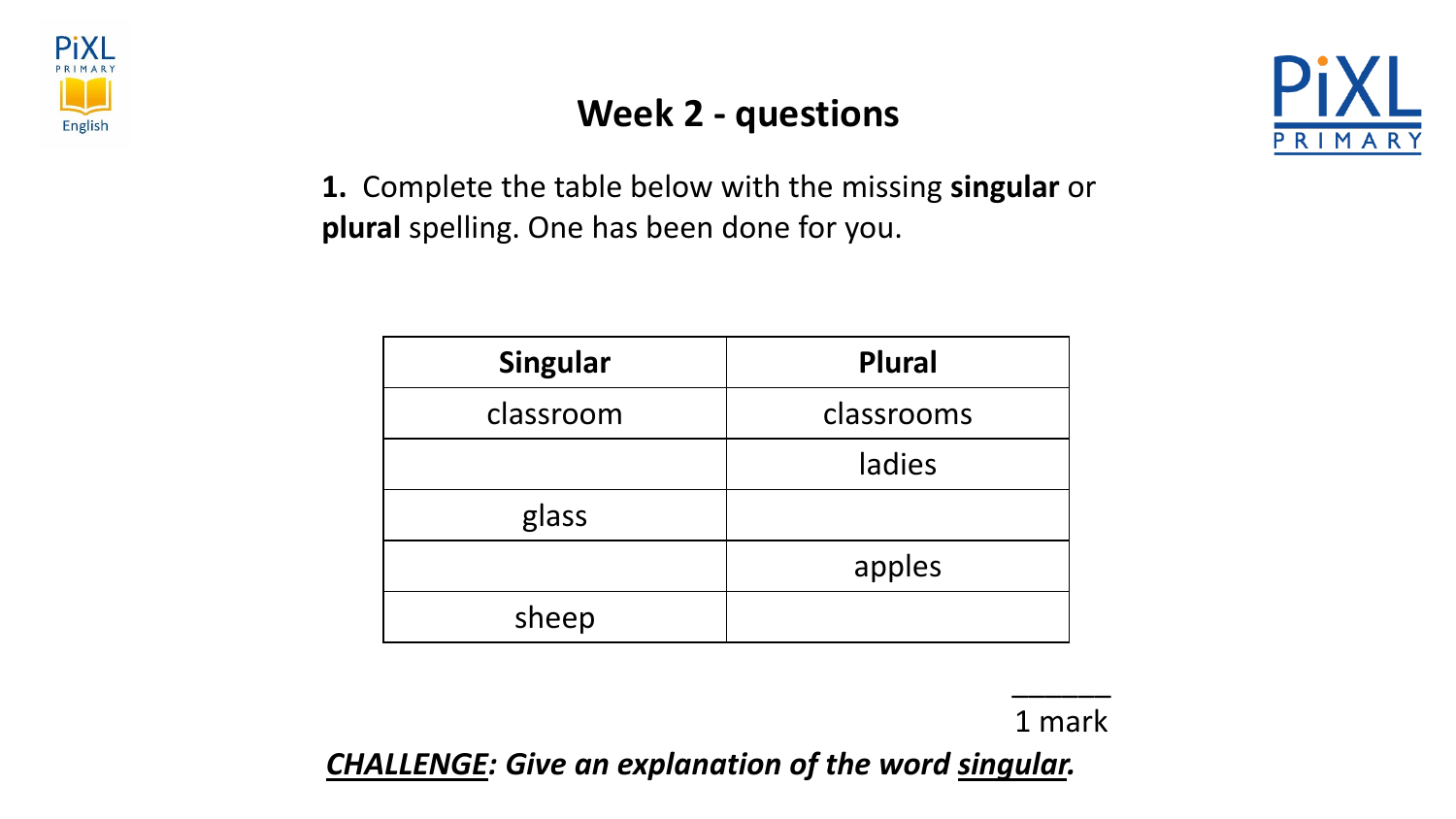# Week 2 - questions

**1.** Complete the table below with the missing **singular** or **plural** spelling. One has been done for you.

| Singular | Plural |
| --- | --- |
| classroom | classrooms |
| | ladies |
| glass | |
| | apples |
| sheep | |

______
1 mark

***CHALLENGE*: Give an explanation of the word *singular*.**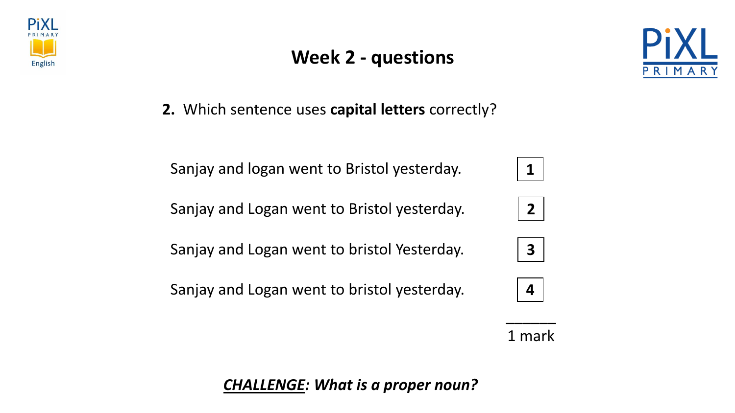# Week 2 - questions

**2.** Which sentence uses **capital letters** correctly?

| Sentence | Box |
|---|---|
| Sanjay and logan went to Bristol yesterday. | 1 |
| Sanjay and Logan went to Bristol yesterday. | 2 |
| Sanjay and Logan went to bristol Yesterday. | 3 |
| Sanjay and Logan went to bristol yesterday. | 4 |

1 mark

***CHALLENGE: What is a proper noun?***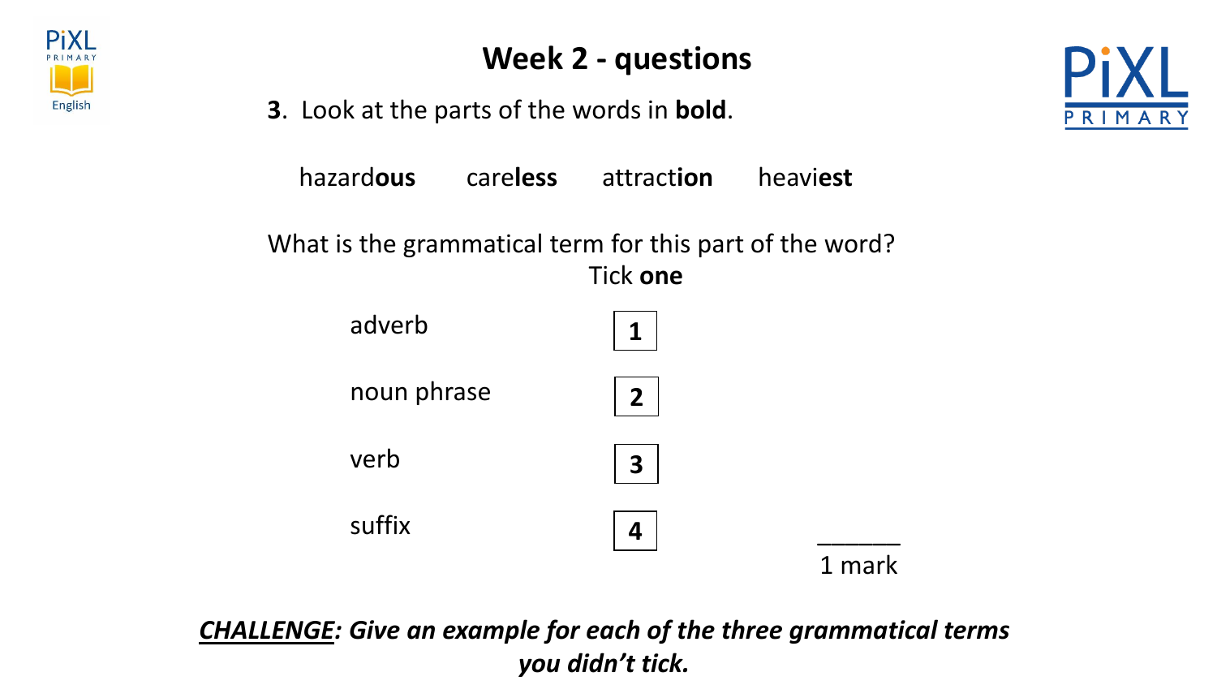## Week 2 - questions

**3**. Look at the parts of the words in **bold**.

hazard**ous** care**less** attract**ion** heavi**est**

What is the grammatical term for this part of the word?

Tick **one**

| | |
|---|---|
| adverb | **1** |
| noun phrase | **2** |
| verb | **3** |
| suffix | **4** |

______
1 mark

***CHALLENGE: Give an example for each of the three grammatical terms you didn't tick.***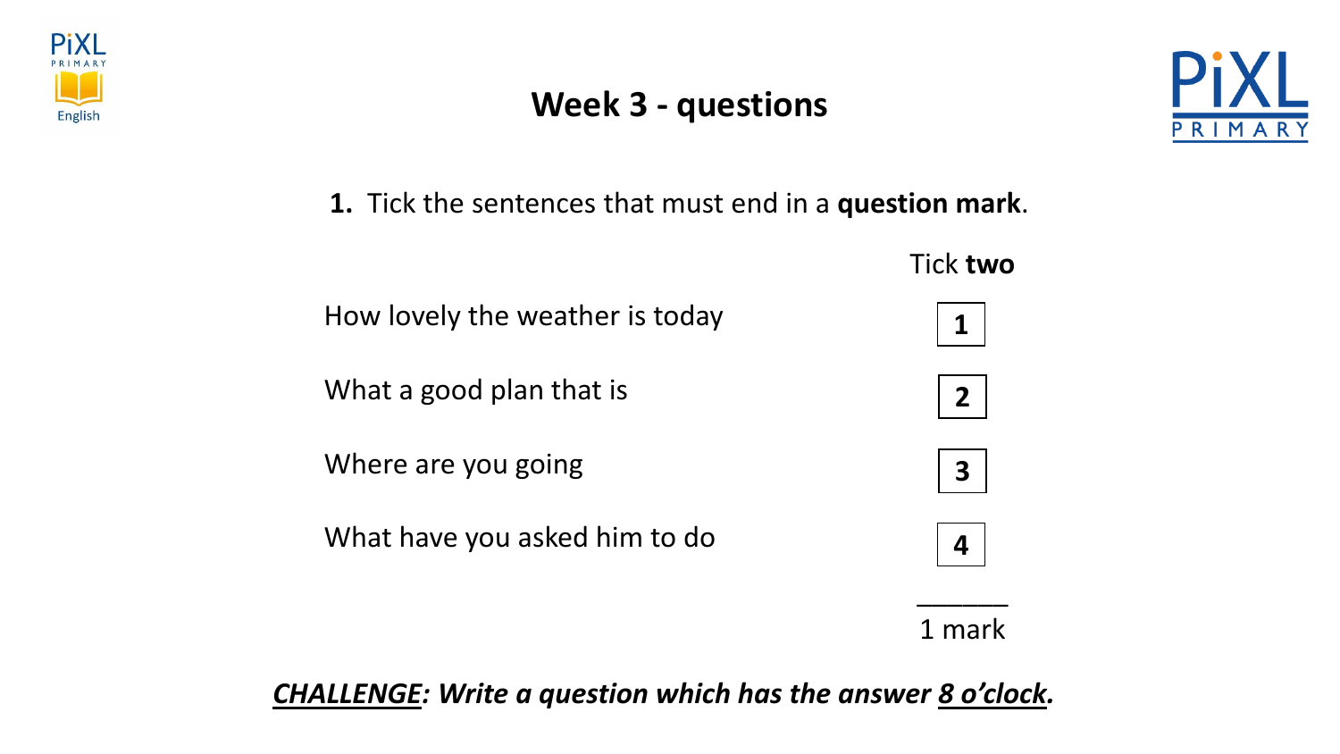# Week 3 - questions

**1.** Tick the sentences that must end in a **question mark**.

Tick **two**

| Sentence | |
|---|---|
| How lovely the weather is today | 1 |
| What a good plan that is | 2 |
| Where are you going | 3 |
| What have you asked him to do | 4 |

1 mark

***CHALLENGE*: Write a question which has the answer *8 o'clock*.**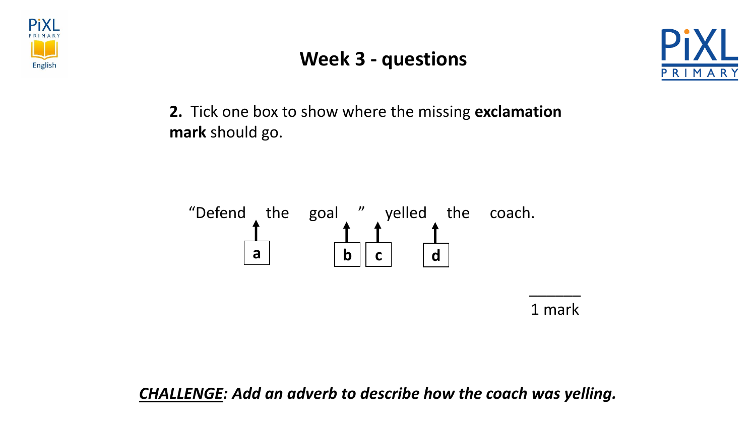# Week 3 - questions

**2.** Tick one box to show where the missing **exclamation mark** should go.

“Defend [a] the goal [b] ” [c] yelled [d] the coach.

______
1 mark

***CHALLENGE:*** ***Add an adverb to describe how the coach was yelling.***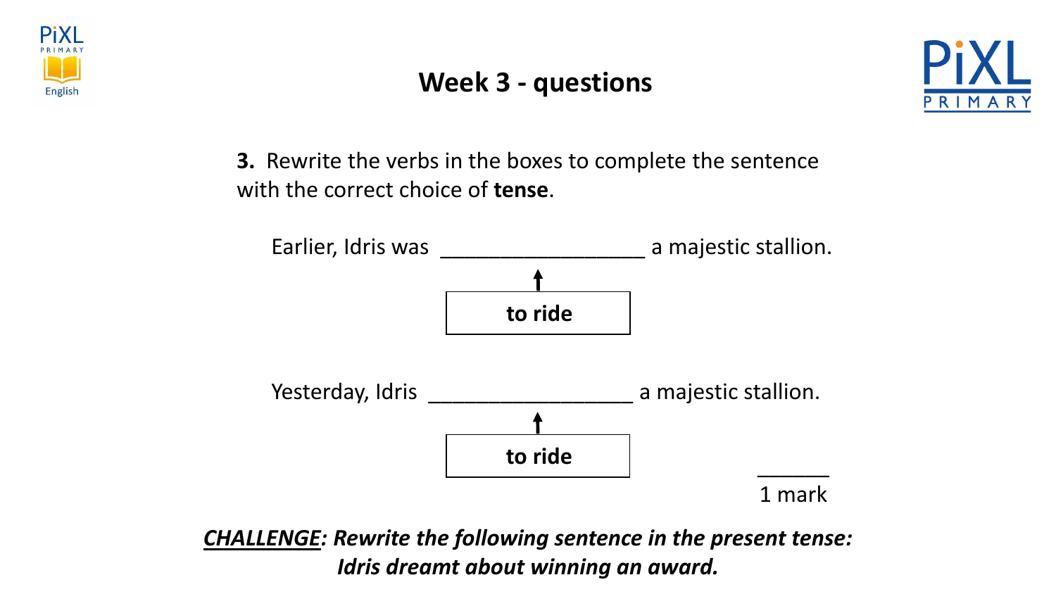# Week 3 - questions

**3.** Rewrite the verbs in the boxes to complete the sentence with the correct choice of **tense**.

Earlier, Idris was ________________ a majestic stallion.

↑

**to ride**

Yesterday, Idris ________________ a majestic stallion.

↑

**to ride**

______
1 mark

***CHALLENGE**: Rewrite the following sentence in the present tense:*
***Idris dreamt about winning an award.***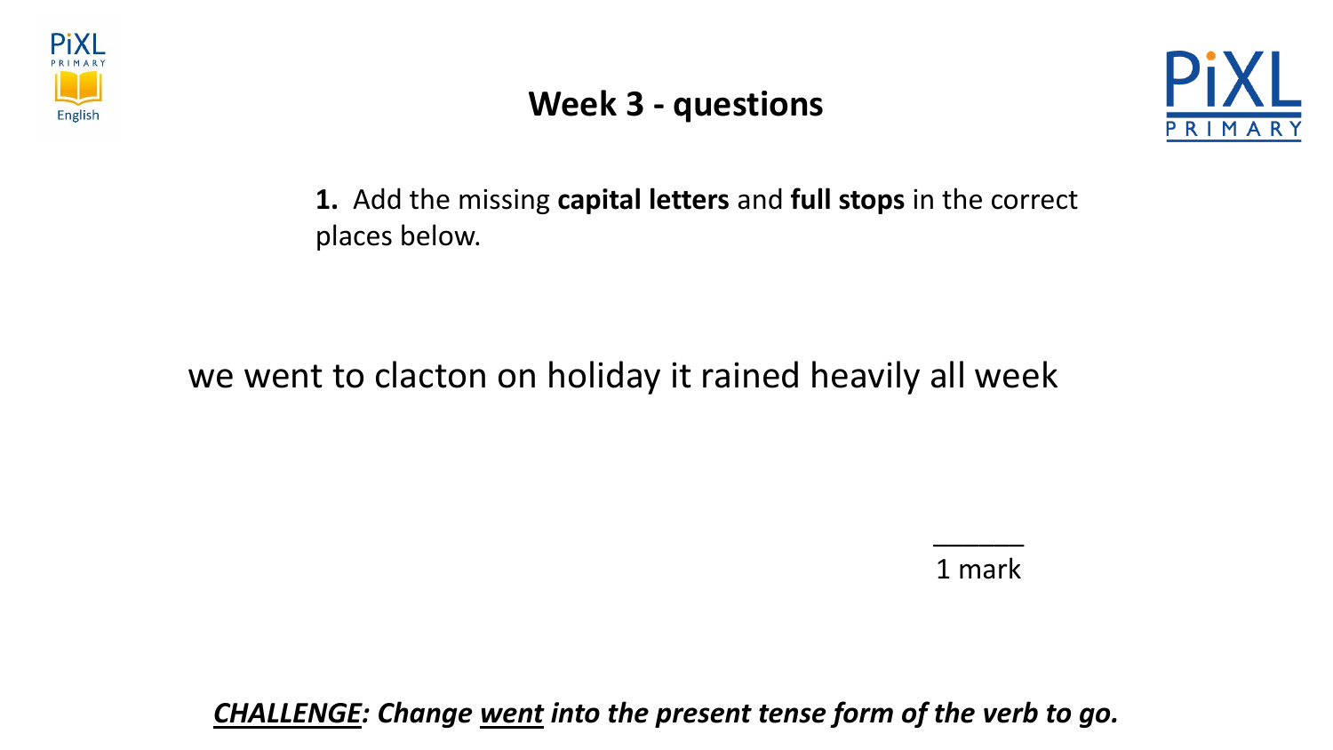# Week 3 - questions

**1.** Add the missing **capital letters** and **full stops** in the correct places below.

we went to clacton on holiday it rained heavily all week

______
1 mark

***CHALLENGE*: Change *went* into the present tense form of the verb to go.**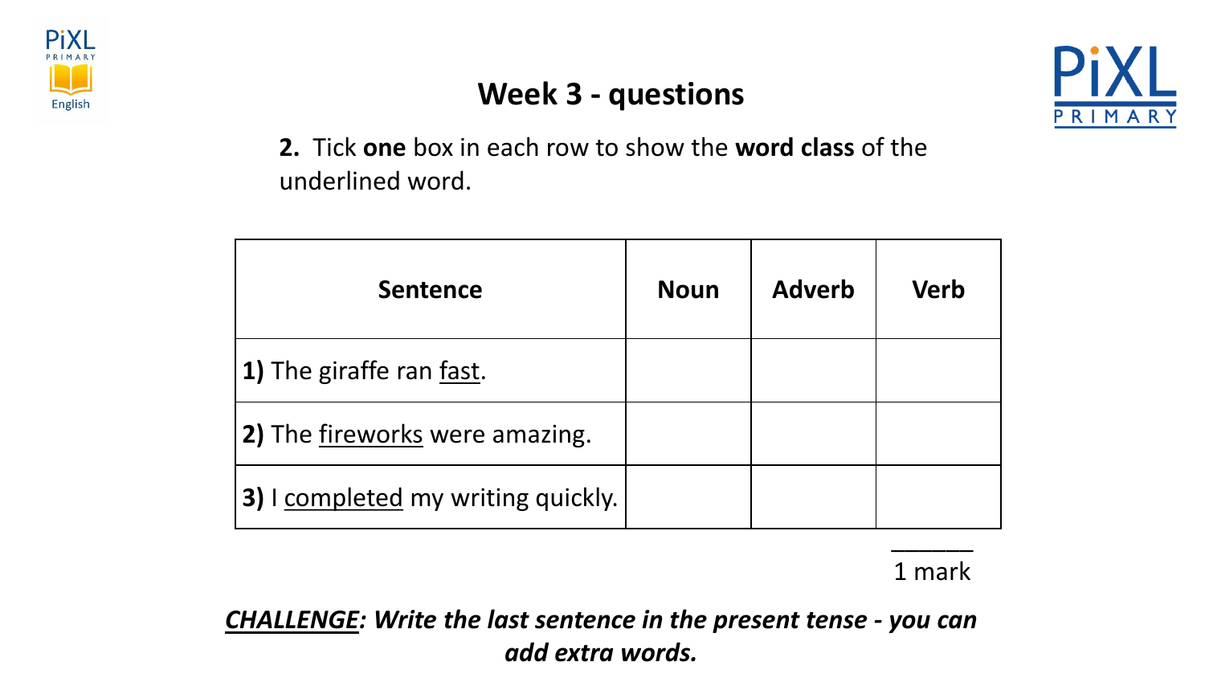# Week 3 - questions

**2.** Tick **one** box in each row to show the **word class** of the underlined word.

| Sentence | Noun | Adverb | Verb |
|---|---|---|---|
| **1)** The giraffe ran <u>fast</u>. | | | |
| **2)** The <u>fireworks</u> were amazing. | | | |
| **3)** I <u>completed</u> my writing quickly. | | | |

______
1 mark

***<u>CHALLENGE</u>: Write the last sentence in the present tense - you can add extra words.***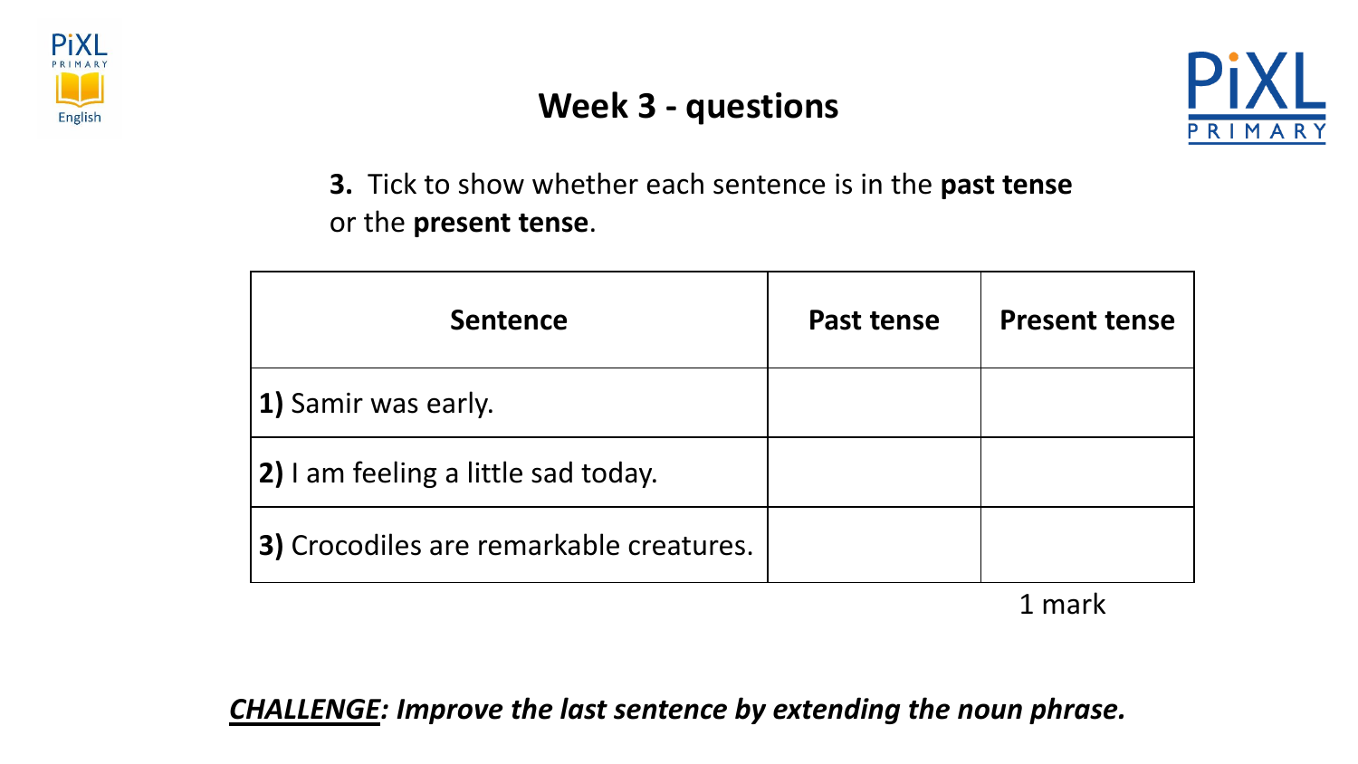# Week 3 - questions

**3.** Tick to show whether each sentence is in the **past tense** or the **present tense**.

| Sentence | Past tense | Present tense |
|---|---|---|
| **1)** Samir was early. | | |
| **2)** I am feeling a little sad today. | | |
| **3)** Crocodiles are remarkable creatures. | | |

1 mark

***<u>CHALLENGE</u>: Improve the last sentence by extending the noun phrase.***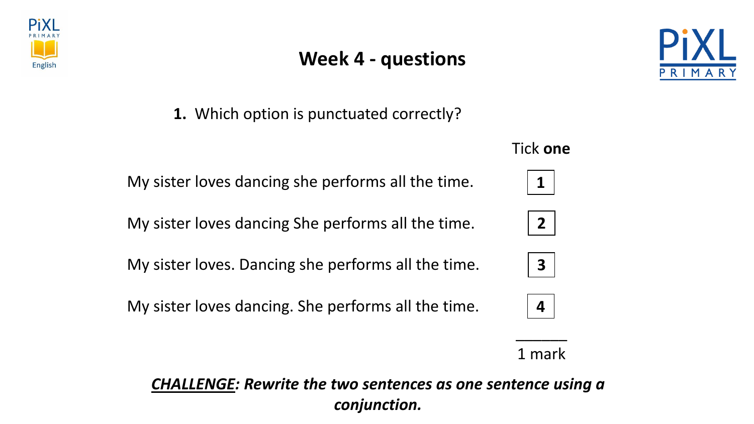# Week 4 - questions

**1.** Which option is punctuated correctly?

| | Tick **one** |
|---|---|
| My sister loves dancing she performs all the time. | 1 |
| My sister loves dancing She performs all the time. | 2 |
| My sister loves. Dancing she performs all the time. | 3 |
| My sister loves dancing. She performs all the time. | 4 |

1 mark

***<u>CHALLENGE</u>: Rewrite the two sentences as one sentence using a conjunction.***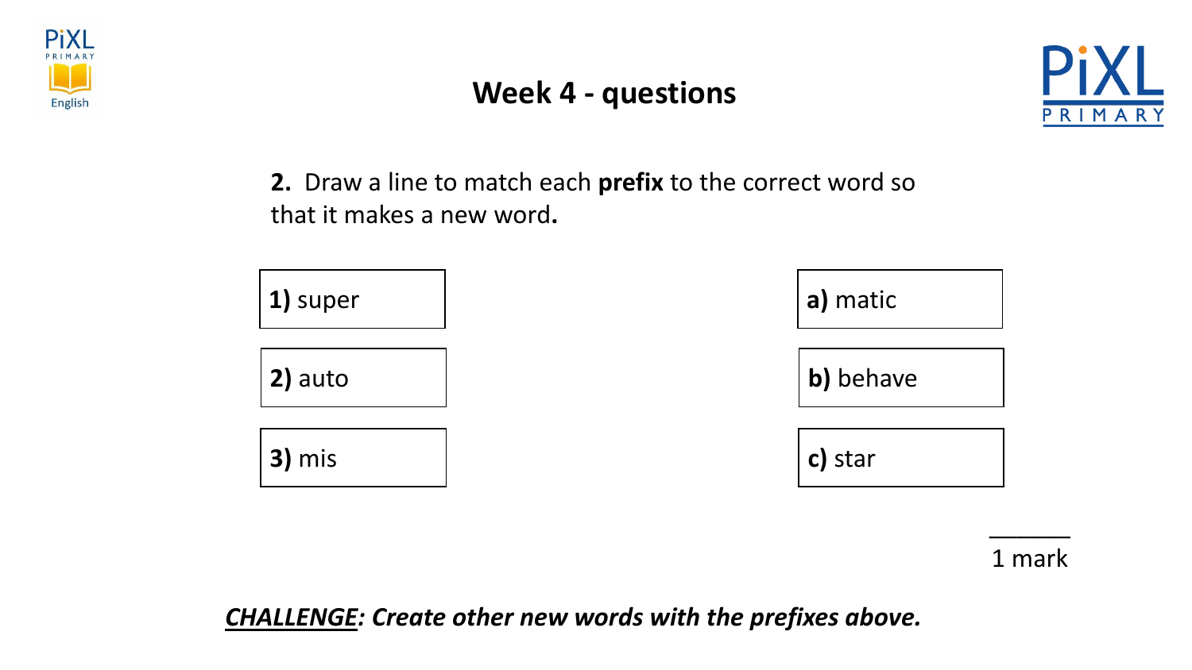# Week 4 - questions

**2.** Draw a line to match each **prefix** to the correct word so that it makes a new word**.**

| | |
|---|---|
| **1)** super | **a)** matic |
| **2)** auto | **b)** behave |
| **3)** mis | **c)** star |

______

1 mark

***CHALLENGE**: Create other new words with the prefixes above.*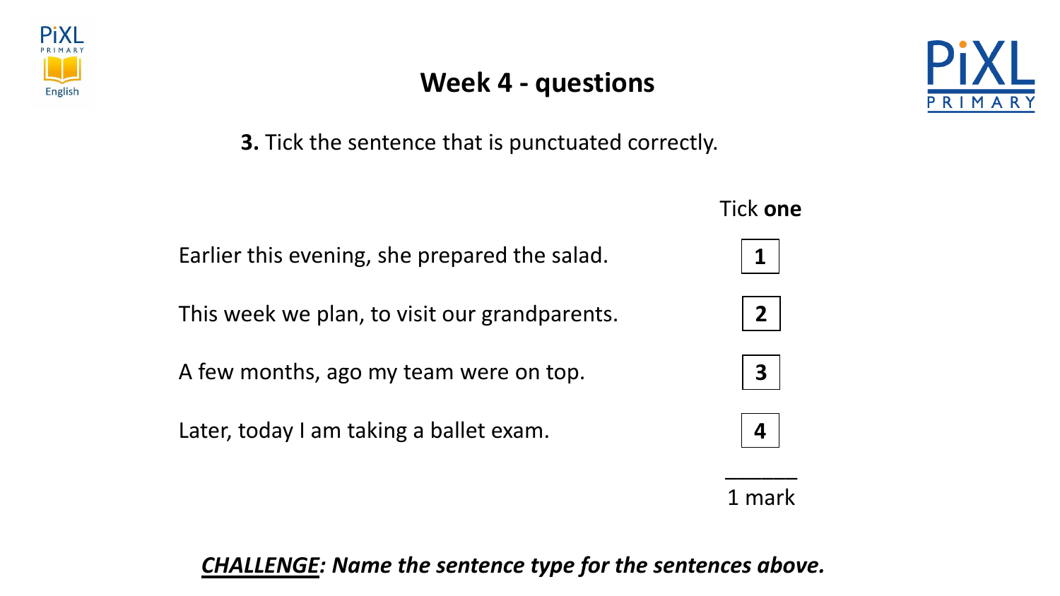# Week 4 - questions

**3.** Tick the sentence that is punctuated correctly.

| | Tick **one** |
|---|---|
| Earlier this evening, she prepared the salad. | **1** |
| This week we plan, to visit our grandparents. | **2** |
| A few months, ago my team were on top. | **3** |
| Later, today I am taking a ballet exam. | **4** |

1 mark

***CHALLENGE**: Name the sentence type for the sentences above.*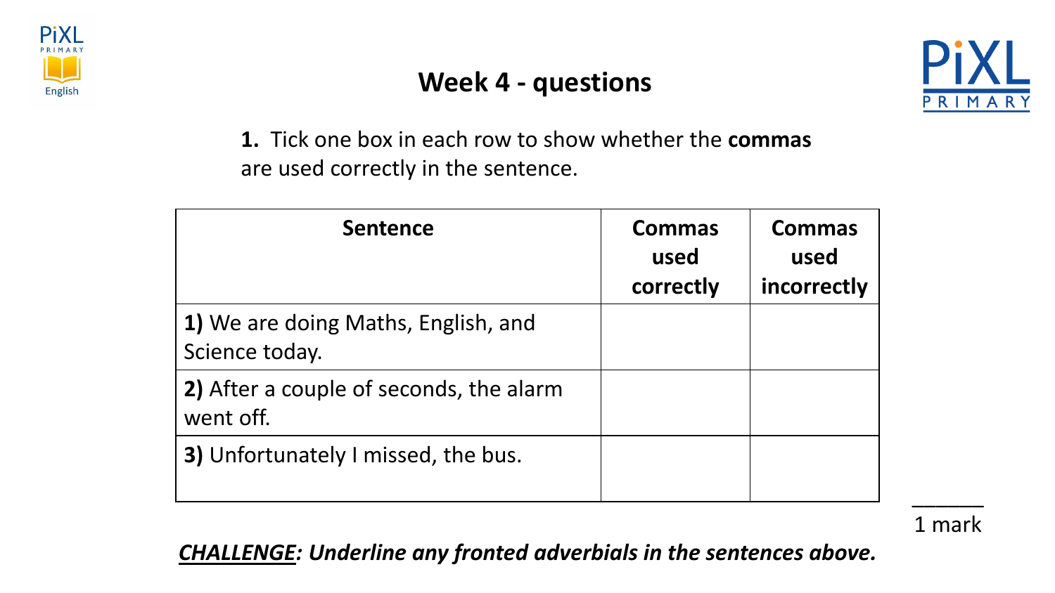# Week 4 - questions

**1.** Tick one box in each row to show whether the **commas** are used correctly in the sentence.

| Sentence | Commas used correctly | Commas used incorrectly |
|---|---|---|
| **1)** We are doing Maths, English, and Science today. | | |
| **2)** After a couple of seconds, the alarm went off. | | |
| **3)** Unfortunately I missed, the bus. | | |

______
1 mark

***CHALLENGE: Underline any fronted adverbials in the sentences above.***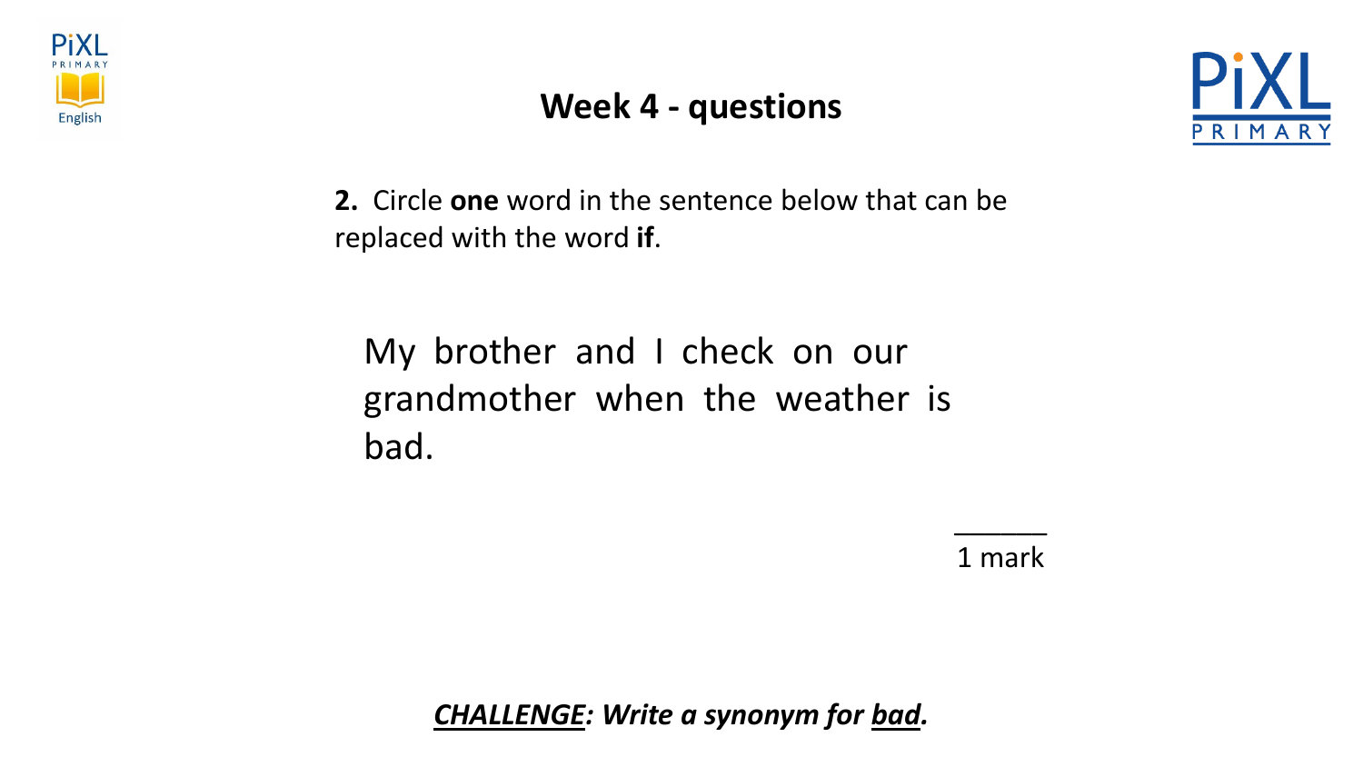# Week 4 - questions

**2.** Circle **one** word in the sentence below that can be replaced with the word **if**.

My brother and I check on our grandmother when the weather is bad.

______
1 mark

***CHALLENGE*: Write a synonym for *bad*.**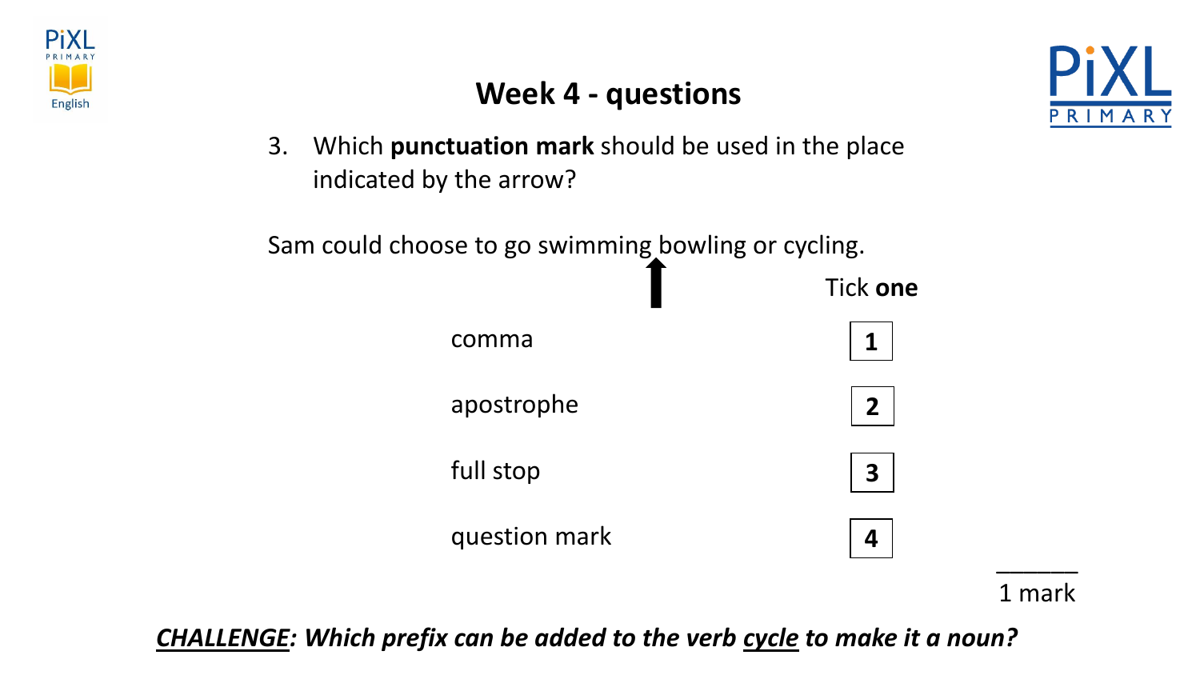# Week 4 - questions

3. Which **punctuation mark** should be used in the place indicated by the arrow?

Sam could choose to go swimming ↑ bowling or cycling.

Tick **one**

| | |
|---|---|
| comma | 1 |
| apostrophe | 2 |
| full stop | 3 |
| question mark | 4 |

1 mark

***CHALLENGE: Which prefix can be added to the verb cycle to make it a noun?***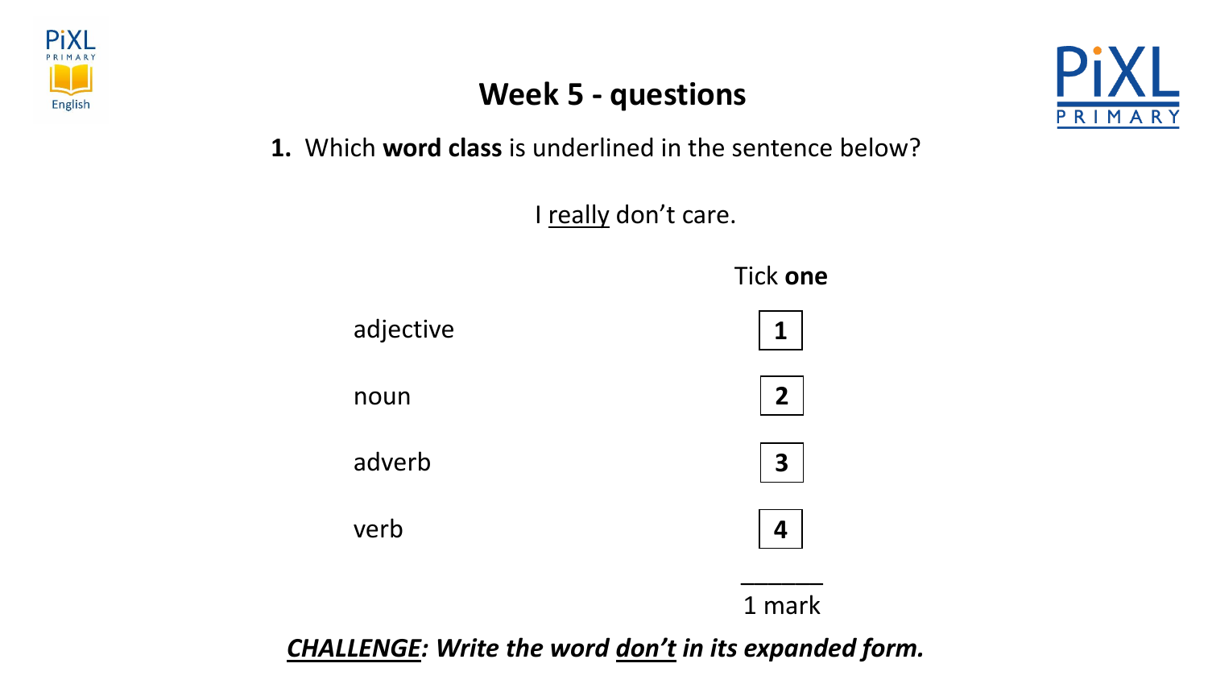# Week 5 - questions

**1.** Which **word class** is underlined in the sentence below?

I <u>really</u> don't care.

| | Tick **one** |
|---|---|
| adjective | **1** |
| noun | **2** |
| adverb | **3** |
| verb | **4** |

______

1 mark

***<u>CHALLENGE</u>: Write the word <u>don't</u> in its expanded form.***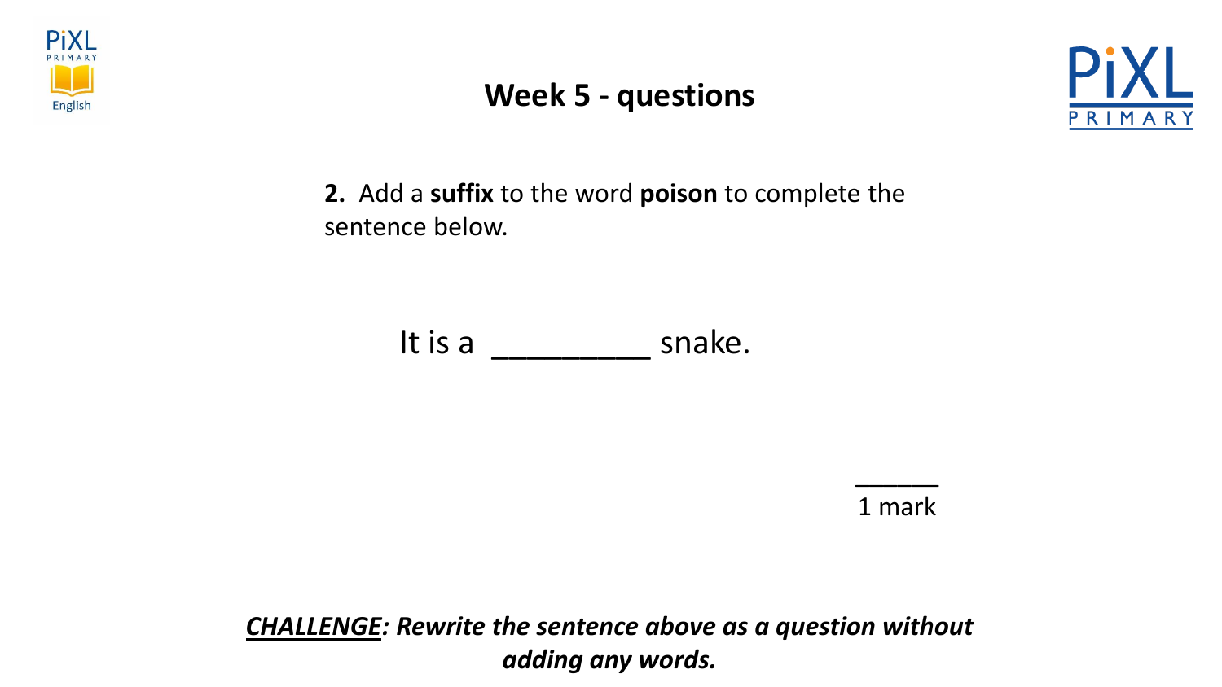# Week 5 - questions

**2.** Add a **suffix** to the word **poison** to complete the sentence below.

It is a _________ snake.

______
1 mark

***<u>CHALLENGE</u>: Rewrite the sentence above as a question without adding any words.***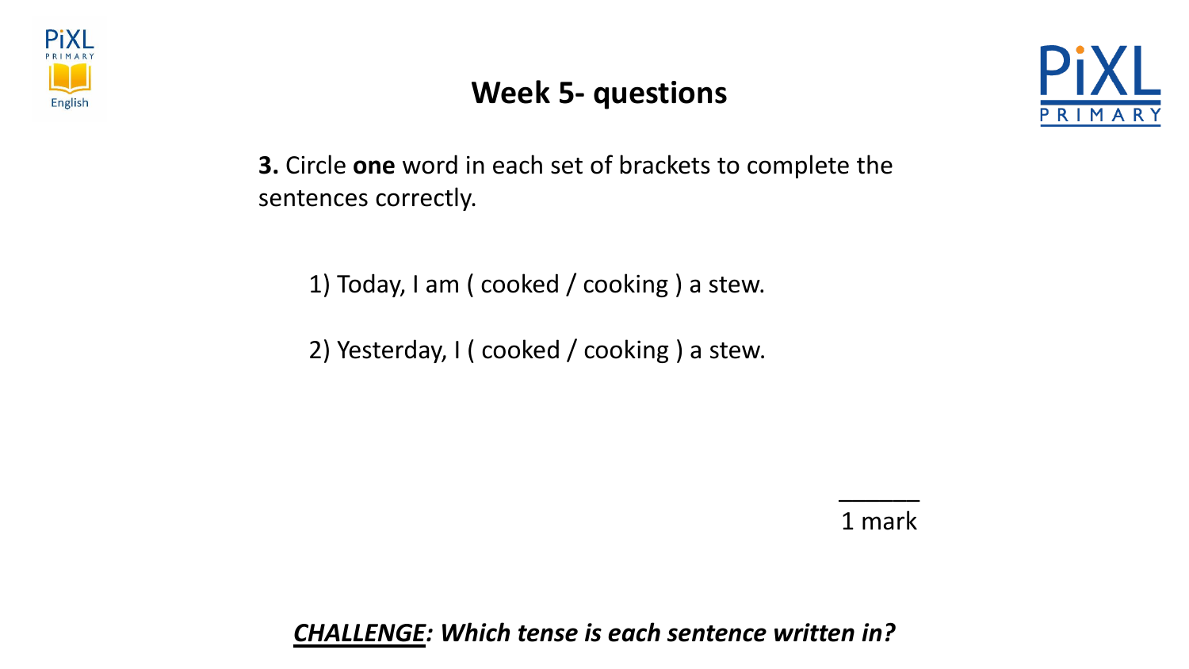# Week 5- questions

**3.** Circle **one** word in each set of brackets to complete the sentences correctly.

1) Today, I am ( cooked / cooking ) a stew.

2) Yesterday, I ( cooked / cooking ) a stew.

______
1 mark

***<u>CHALLENGE</u>: Which tense is each sentence written in?***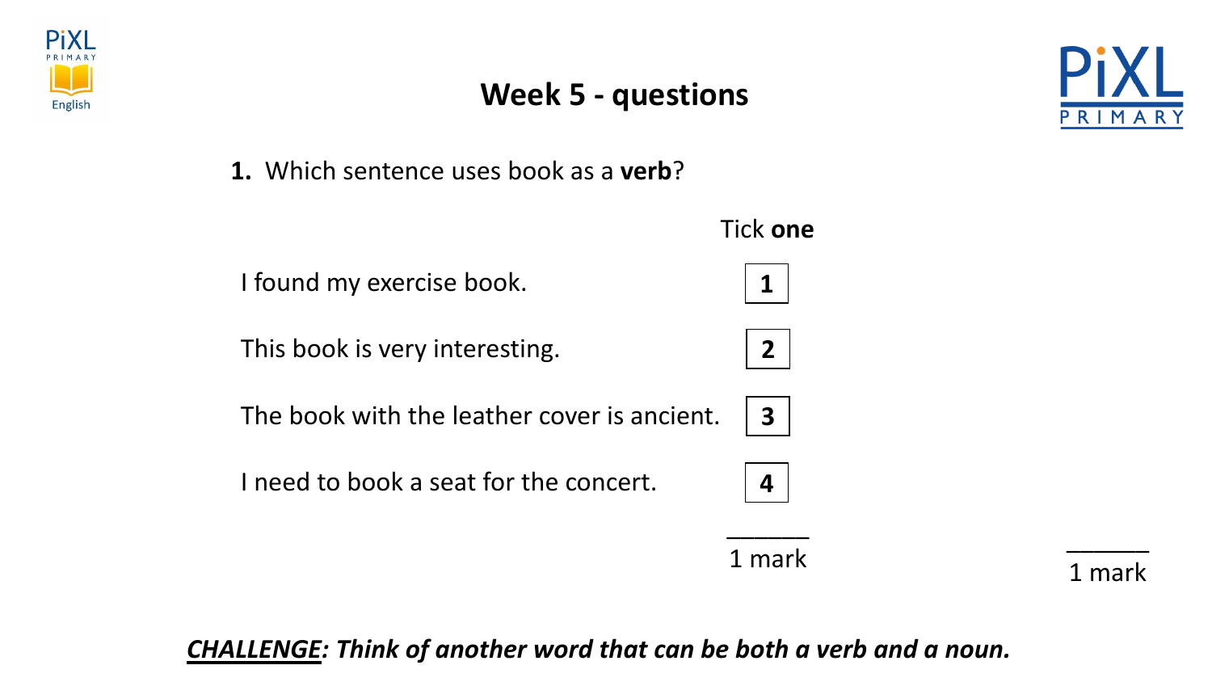# Week 5 - questions

**1.** Which sentence uses book as a **verb**?

Tick **one**

| | |
|---|---|
| I found my exercise book. | **1** |
| This book is very interesting. | **2** |
| The book with the leather cover is ancient. | **3** |
| I need to book a seat for the concert. | **4** |

______
1 mark

______
1 mark

***CHALLENGE: Think of another word that can be both a verb and a noun.***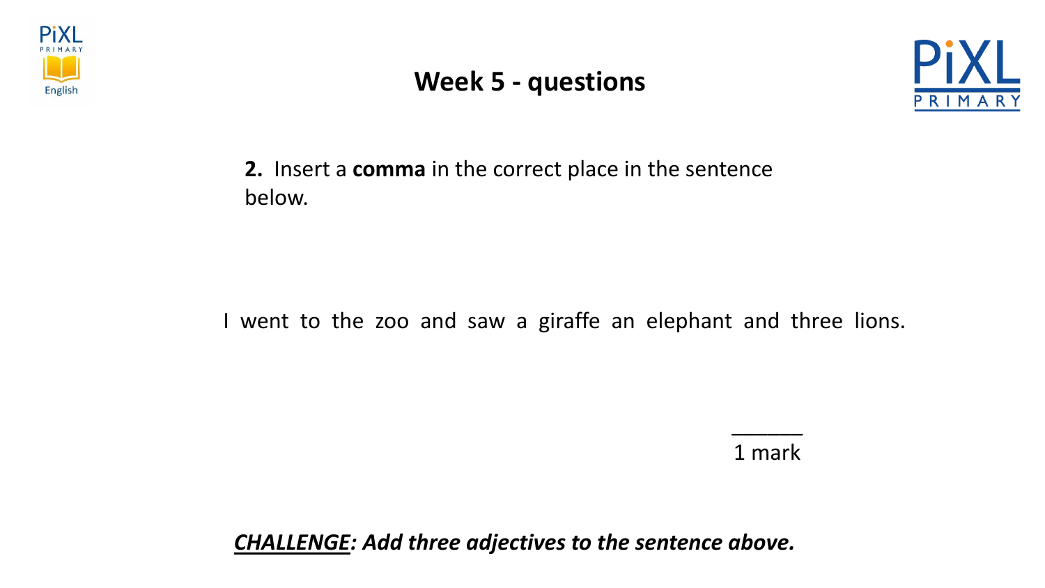# Week 5 - questions

**2.** Insert a **comma** in the correct place in the sentence below.

I went to the zoo and saw a giraffe an elephant and three lions.

______
1 mark

***<u>CHALLENGE</u>: Add three adjectives to the sentence above.***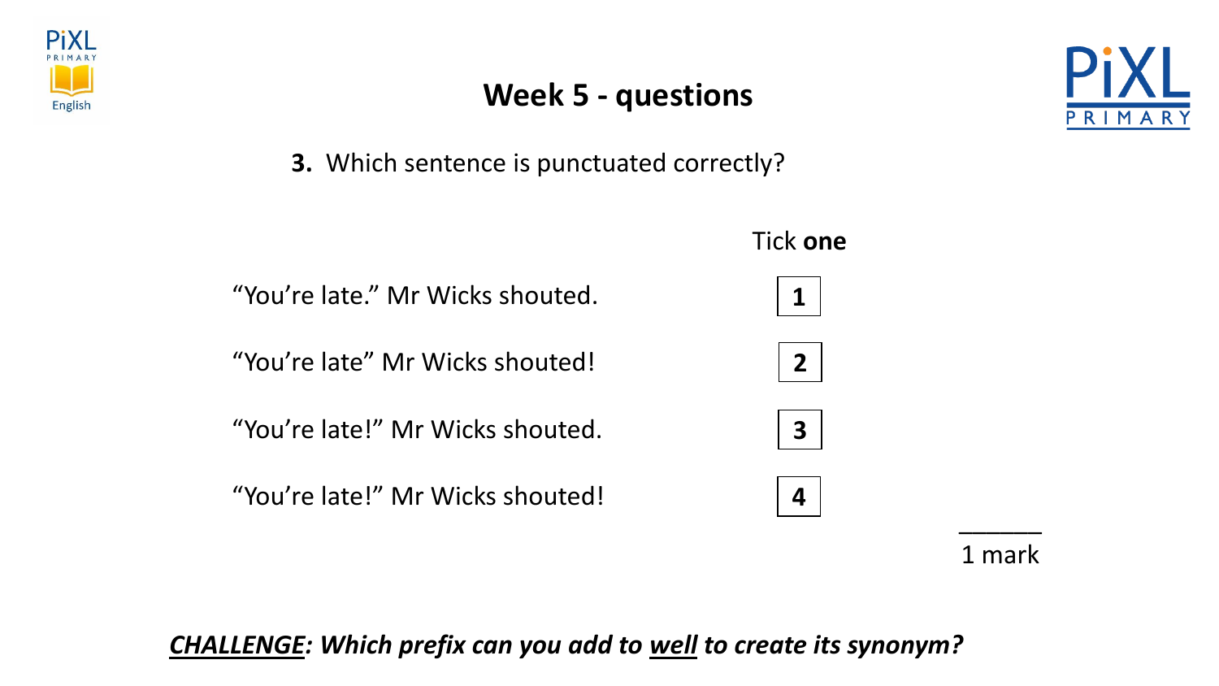# Week 5 - questions

**3.** Which sentence is punctuated correctly?

| | Tick **one** |
|---|---|
| “You’re late.” Mr Wicks shouted. | 1 |
| “You’re late” Mr Wicks shouted! | 2 |
| “You’re late!” Mr Wicks shouted. | 3 |
| “You’re late!” Mr Wicks shouted! | 4 |

1 mark

***CHALLENGE*****: Which prefix can you add to *well* to create its synonym?**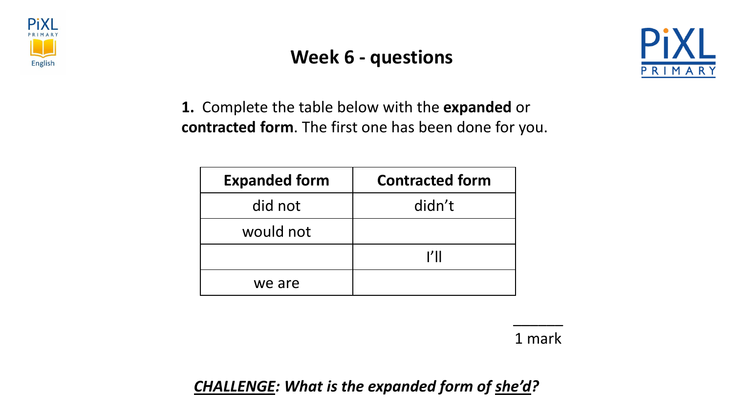# Week 6 - questions

**1.** Complete the table below with the **expanded** or **contracted form**. The first one has been done for you.

| Expanded form | Contracted form |
|---|---|
| did not | didn't |
| would not | |
| | I'll |
| we are | |

______
1 mark

***CHALLENGE**: What is the expanded form of she'd?*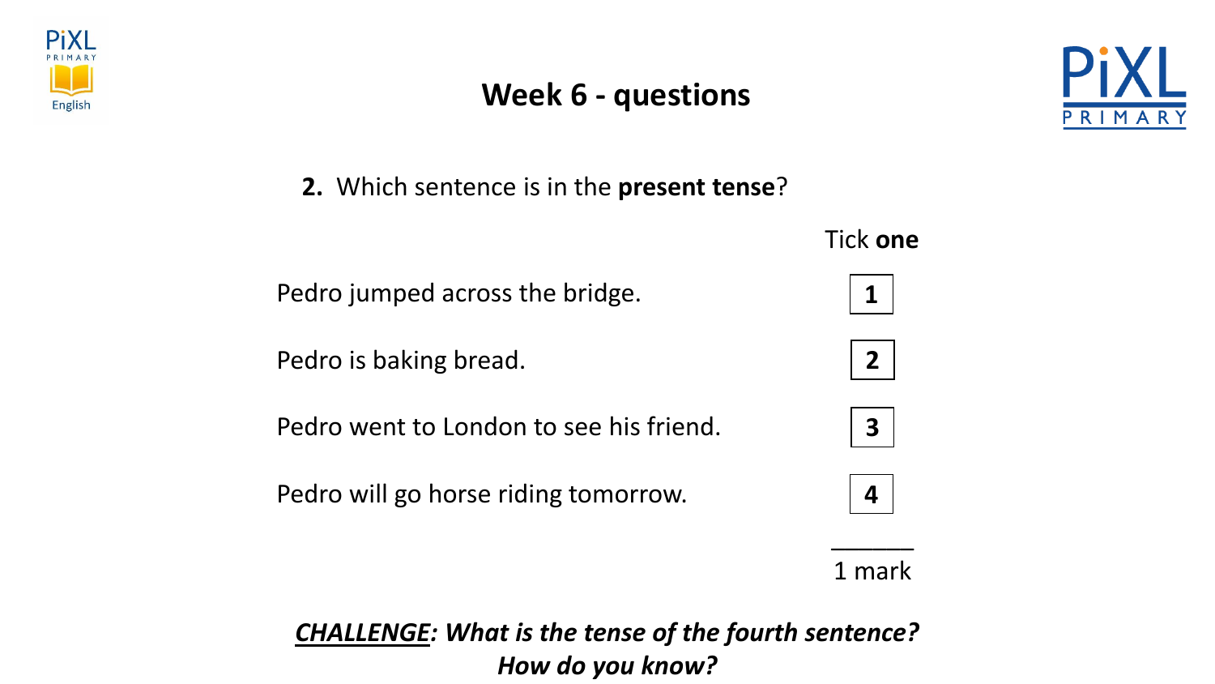# Week 6 - questions

**2.** Which sentence is in the **present tense**?

| | Tick **one** |
|---|---|
| Pedro jumped across the bridge. | **1** |
| Pedro is baking bread. | **2** |
| Pedro went to London to see his friend. | **3** |
| Pedro will go horse riding tomorrow. | **4** |

1 mark

***CHALLENGE*: What is the tense of the fourth sentence? How do you know?**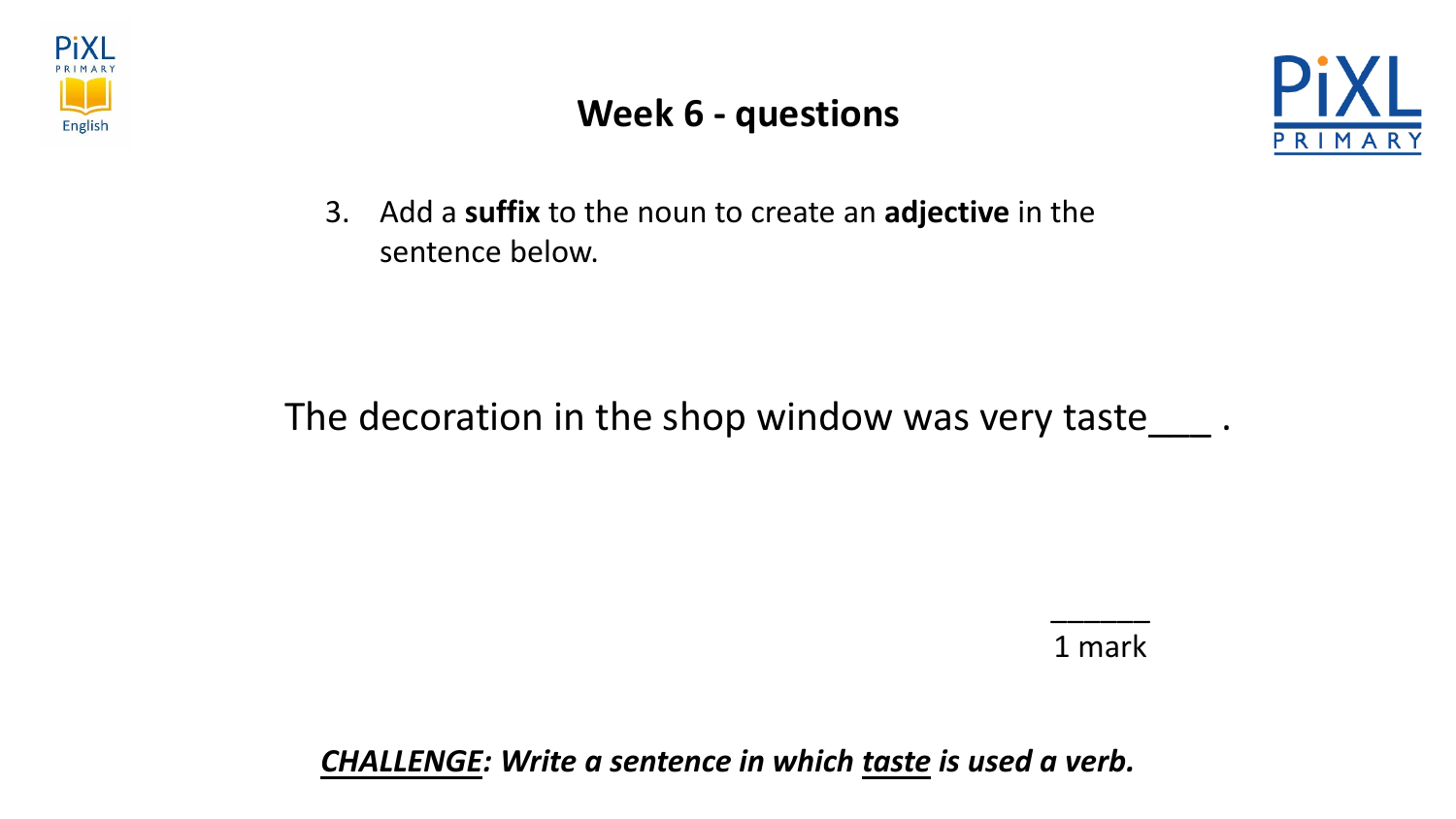# Week 6 - questions

3. Add a **suffix** to the noun to create an **adjective** in the sentence below.

The decoration in the shop window was very taste___ .

______
1 mark

***<u>CHALLENGE</u>: Write a sentence in which <u>taste</u> is used a verb.***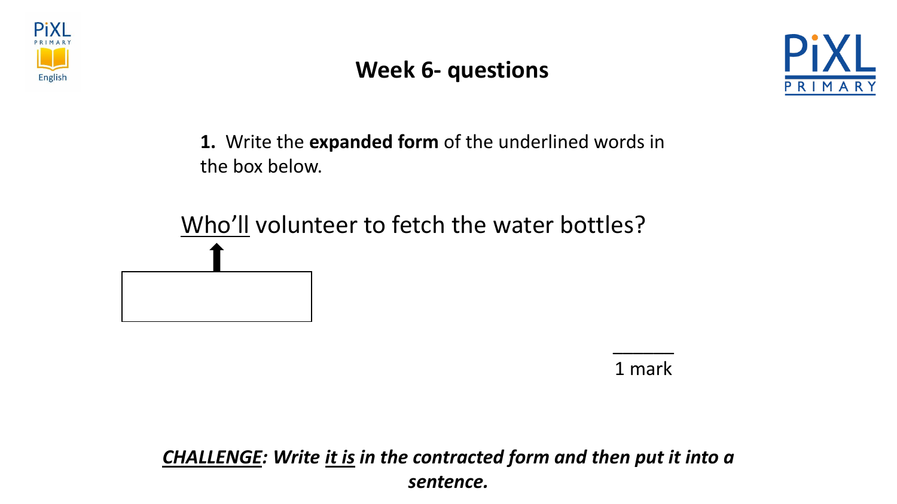# Week 6- questions

**1.** Write the **expanded form** of the underlined words in the box below.

<u>Who'll</u> volunteer to fetch the water bottles?

______
1 mark

***<u>CHALLENGE</u>: Write <u>it is</u> in the contracted form and then put it into a sentence.***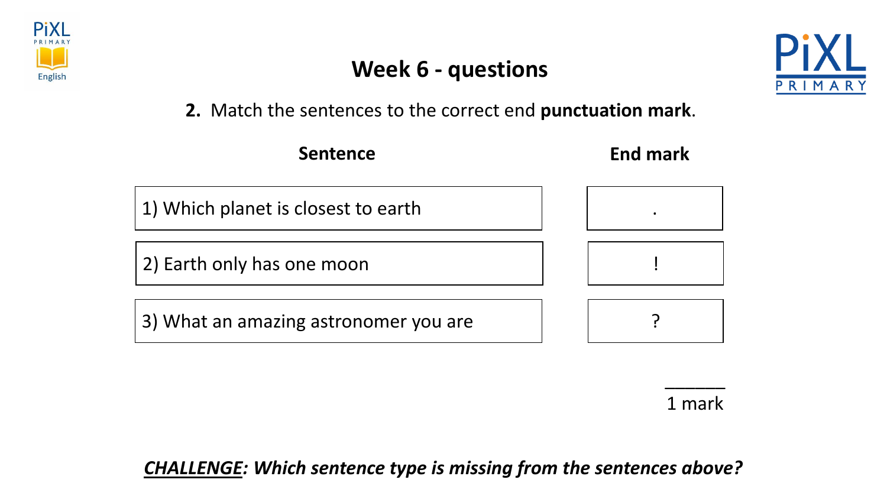# Week 6 - questions

**2.** Match the sentences to the correct end **punctuation mark**.

| Sentence | End mark |
| --- | --- |
| 1) Which planet is closest to earth | . |
| 2) Earth only has one moon | ! |
| 3) What an amazing astronomer you are | ? |

______
1 mark

***CHALLENGE**: Which sentence type is missing from the sentences above?*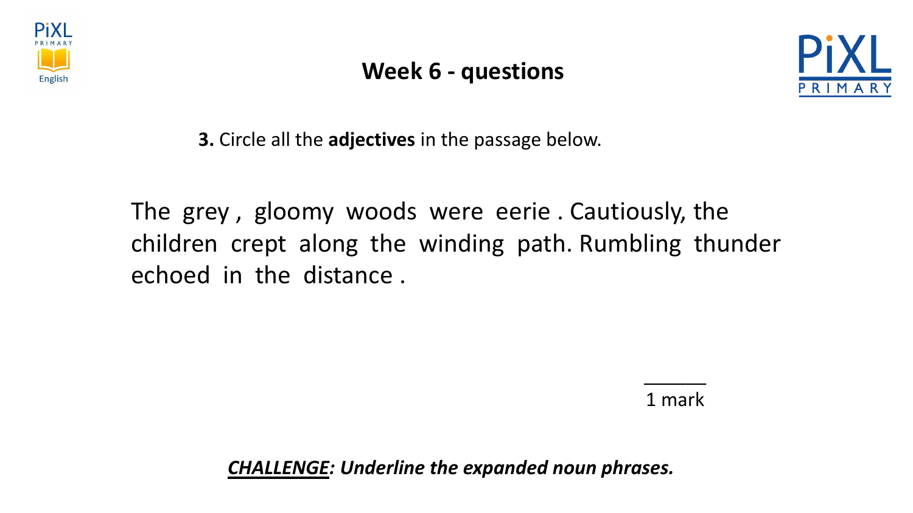# Week 6 - questions

**3.** Circle all the **adjectives** in the passage below.

The grey , gloomy woods were eerie . Cautiously, the children crept along the winding path. Rumbling thunder echoed in the distance .

______
1 mark

***CHALLENGE*: Underline the expanded noun phrases.**